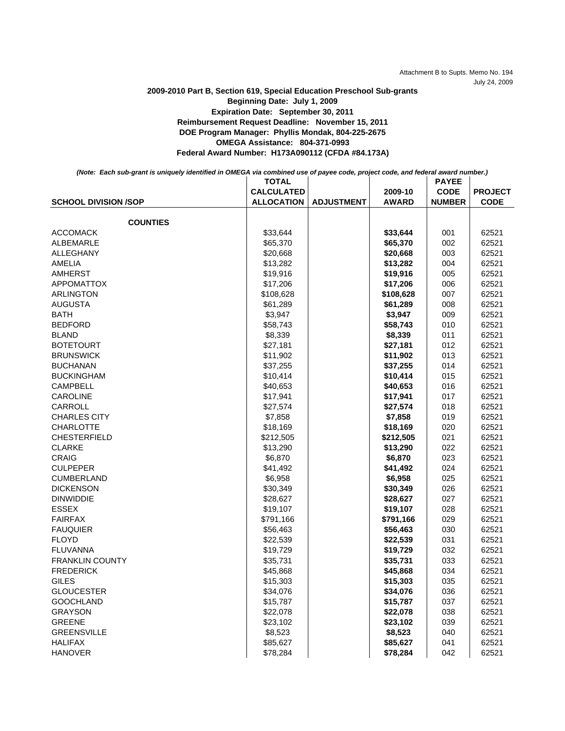Attachment B to Supts. Memo No. 194
July 24, 2009

**2009-2010 Part B, Section 619, Special Education Preschool Sub-grants**
**Beginning Date: July 1, 2009**
**Expiration Date: September 30, 2011**
**Reimbursement Request Deadline: November 15, 2011**
**DOE Program Manager: Phyllis Mondak, 804-225-2675**
**OMEGA Assistance: 804-371-0993**
**Federal Award Number: H173A090112 (CFDA #84.173A)**

***(Note: Each sub-grant is uniquely identified in OMEGA via combined use of payee code, project code, and federal award number.)***

| SCHOOL DIVISION /SOP | TOTAL CALCULATED ALLOCATION | ADJUSTMENT | 2009-10 AWARD | PAYEE CODE NUMBER | PROJECT CODE |
|---|---|---|---|---|---|
| **COUNTIES** | | | | | |
| ACCOMACK | $33,644 | | **$33,644** | 001 | 62521 |
| ALBEMARLE | $65,370 | | **$65,370** | 002 | 62521 |
| ALLEGHANY | $20,668 | | **$20,668** | 003 | 62521 |
| AMELIA | $13,282 | | **$13,282** | 004 | 62521 |
| AMHERST | $19,916 | | **$19,916** | 005 | 62521 |
| APPOMATTOX | $17,206 | | **$17,206** | 006 | 62521 |
| ARLINGTON | $108,628 | | **$108,628** | 007 | 62521 |
| AUGUSTA | $61,289 | | **$61,289** | 008 | 62521 |
| BATH | $3,947 | | **$3,947** | 009 | 62521 |
| BEDFORD | $58,743 | | **$58,743** | 010 | 62521 |
| BLAND | $8,339 | | **$8,339** | 011 | 62521 |
| BOTETOURT | $27,181 | | **$27,181** | 012 | 62521 |
| BRUNSWICK | $11,902 | | **$11,902** | 013 | 62521 |
| BUCHANAN | $37,255 | | **$37,255** | 014 | 62521 |
| BUCKINGHAM | $10,414 | | **$10,414** | 015 | 62521 |
| CAMPBELL | $40,653 | | **$40,653** | 016 | 62521 |
| CAROLINE | $17,941 | | **$17,941** | 017 | 62521 |
| CARROLL | $27,574 | | **$27,574** | 018 | 62521 |
| CHARLES CITY | $7,858 | | **$7,858** | 019 | 62521 |
| CHARLOTTE | $18,169 | | **$18,169** | 020 | 62521 |
| CHESTERFIELD | $212,505 | | **$212,505** | 021 | 62521 |
| CLARKE | $13,290 | | **$13,290** | 022 | 62521 |
| CRAIG | $6,870 | | **$6,870** | 023 | 62521 |
| CULPEPER | $41,492 | | **$41,492** | 024 | 62521 |
| CUMBERLAND | $6,958 | | **$6,958** | 025 | 62521 |
| DICKENSON | $30,349 | | **$30,349** | 026 | 62521 |
| DINWIDDIE | $28,627 | | **$28,627** | 027 | 62521 |
| ESSEX | $19,107 | | **$19,107** | 028 | 62521 |
| FAIRFAX | $791,166 | | **$791,166** | 029 | 62521 |
| FAUQUIER | $56,463 | | **$56,463** | 030 | 62521 |
| FLOYD | $22,539 | | **$22,539** | 031 | 62521 |
| FLUVANNA | $19,729 | | **$19,729** | 032 | 62521 |
| FRANKLIN COUNTY | $35,731 | | **$35,731** | 033 | 62521 |
| FREDERICK | $45,868 | | **$45,868** | 034 | 62521 |
| GILES | $15,303 | | **$15,303** | 035 | 62521 |
| GLOUCESTER | $34,076 | | **$34,076** | 036 | 62521 |
| GOOCHLAND | $15,787 | | **$15,787** | 037 | 62521 |
| GRAYSON | $22,078 | | **$22,078** | 038 | 62521 |
| GREENE | $23,102 | | **$23,102** | 039 | 62521 |
| GREENSVILLE | $8,523 | | **$8,523** | 040 | 62521 |
| HALIFAX | $85,627 | | **$85,627** | 041 | 62521 |
| HANOVER | $78,284 | | **$78,284** | 042 | 62521 |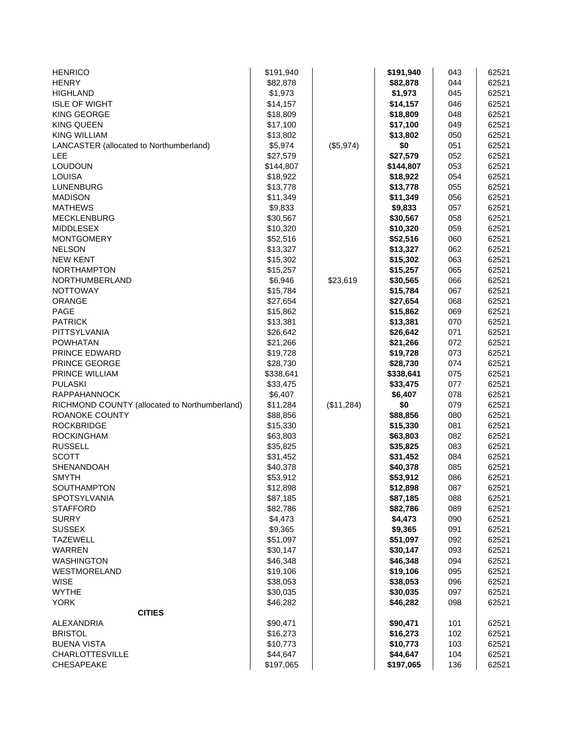| | | | | | |
|---|---|---|---|---|---|
| HENRICO | $191,940 | | **$191,940** | 043 | 62521 |
| HENRY | $82,878 | | **$82,878** | 044 | 62521 |
| HIGHLAND | $1,973 | | **$1,973** | 045 | 62521 |
| ISLE OF WIGHT | $14,157 | | **$14,157** | 046 | 62521 |
| KING GEORGE | $18,809 | | **$18,809** | 048 | 62521 |
| KING QUEEN | $17,100 | | **$17,100** | 049 | 62521 |
| KING WILLIAM | $13,802 | | **$13,802** | 050 | 62521 |
| LANCASTER (allocated to Northumberland) | $5,974 | ($5,974) | **$0** | 051 | 62521 |
| LEE | $27,579 | | **$27,579** | 052 | 62521 |
| LOUDOUN | $144,807 | | **$144,807** | 053 | 62521 |
| LOUISA | $18,922 | | **$18,922** | 054 | 62521 |
| LUNENBURG | $13,778 | | **$13,778** | 055 | 62521 |
| MADISON | $11,349 | | **$11,349** | 056 | 62521 |
| MATHEWS | $9,833 | | **$9,833** | 057 | 62521 |
| MECKLENBURG | $30,567 | | **$30,567** | 058 | 62521 |
| MIDDLESEX | $10,320 | | **$10,320** | 059 | 62521 |
| MONTGOMERY | $52,516 | | **$52,516** | 060 | 62521 |
| NELSON | $13,327 | | **$13,327** | 062 | 62521 |
| NEW KENT | $15,302 | | **$15,302** | 063 | 62521 |
| NORTHAMPTON | $15,257 | | **$15,257** | 065 | 62521 |
| NORTHUMBERLAND | $6,946 | $23,619 | **$30,565** | 066 | 62521 |
| NOTTOWAY | $15,784 | | **$15,784** | 067 | 62521 |
| ORANGE | $27,654 | | **$27,654** | 068 | 62521 |
| PAGE | $15,862 | | **$15,862** | 069 | 62521 |
| PATRICK | $13,381 | | **$13,381** | 070 | 62521 |
| PITTSYLVANIA | $26,642 | | **$26,642** | 071 | 62521 |
| POWHATAN | $21,266 | | **$21,266** | 072 | 62521 |
| PRINCE EDWARD | $19,728 | | **$19,728** | 073 | 62521 |
| PRINCE GEORGE | $28,730 | | **$28,730** | 074 | 62521 |
| PRINCE WILLIAM | $338,641 | | **$338,641** | 075 | 62521 |
| PULASKI | $33,475 | | **$33,475** | 077 | 62521 |
| RAPPAHANNOCK | $6,407 | | **$6,407** | 078 | 62521 |
| RICHMOND COUNTY (allocated to Northumberland) | $11,284 | ($11,284) | **$0** | 079 | 62521 |
| ROANOKE COUNTY | $88,856 | | **$88,856** | 080 | 62521 |
| ROCKBRIDGE | $15,330 | | **$15,330** | 081 | 62521 |
| ROCKINGHAM | $63,803 | | **$63,803** | 082 | 62521 |
| RUSSELL | $35,825 | | **$35,825** | 083 | 62521 |
| SCOTT | $31,452 | | **$31,452** | 084 | 62521 |
| SHENANDOAH | $40,378 | | **$40,378** | 085 | 62521 |
| SMYTH | $53,912 | | **$53,912** | 086 | 62521 |
| SOUTHAMPTON | $12,898 | | **$12,898** | 087 | 62521 |
| SPOTSYLVANIA | $87,185 | | **$87,185** | 088 | 62521 |
| STAFFORD | $82,786 | | **$82,786** | 089 | 62521 |
| SURRY | $4,473 | | **$4,473** | 090 | 62521 |
| SUSSEX | $9,365 | | **$9,365** | 091 | 62521 |
| TAZEWELL | $51,097 | | **$51,097** | 092 | 62521 |
| WARREN | $30,147 | | **$30,147** | 093 | 62521 |
| WASHINGTON | $46,348 | | **$46,348** | 094 | 62521 |
| WESTMORELAND | $19,106 | | **$19,106** | 095 | 62521 |
| WISE | $38,053 | | **$38,053** | 096 | 62521 |
| WYTHE | $30,035 | | **$30,035** | 097 | 62521 |
| YORK | $46,282 | | **$46,282** | 098 | 62521 |
| **CITIES** | | | | | |
| ALEXANDRIA | $90,471 | | **$90,471** | 101 | 62521 |
| BRISTOL | $16,273 | | **$16,273** | 102 | 62521 |
| BUENA VISTA | $10,773 | | **$10,773** | 103 | 62521 |
| CHARLOTTESVILLE | $44,647 | | **$44,647** | 104 | 62521 |
| CHESAPEAKE | $197,065 | | **$197,065** | 136 | 62521 |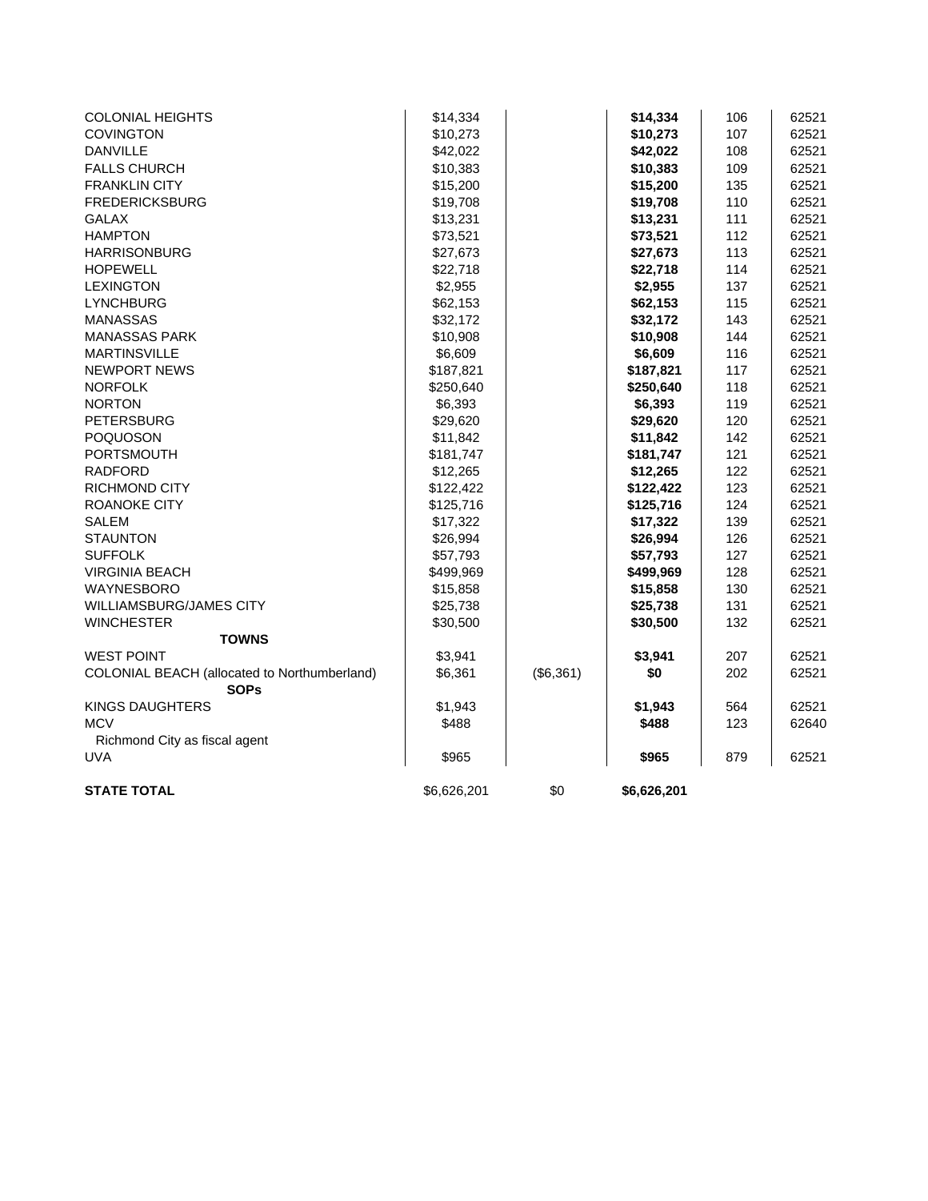| | | | | | |
|---|---|---|---|---|---|
| COLONIAL HEIGHTS | $14,334 | | **$14,334** | 106 | 62521 |
| COVINGTON | $10,273 | | **$10,273** | 107 | 62521 |
| DANVILLE | $42,022 | | **$42,022** | 108 | 62521 |
| FALLS CHURCH | $10,383 | | **$10,383** | 109 | 62521 |
| FRANKLIN CITY | $15,200 | | **$15,200** | 135 | 62521 |
| FREDERICKSBURG | $19,708 | | **$19,708** | 110 | 62521 |
| GALAX | $13,231 | | **$13,231** | 111 | 62521 |
| HAMPTON | $73,521 | | **$73,521** | 112 | 62521 |
| HARRISONBURG | $27,673 | | **$27,673** | 113 | 62521 |
| HOPEWELL | $22,718 | | **$22,718** | 114 | 62521 |
| LEXINGTON | $2,955 | | **$2,955** | 137 | 62521 |
| LYNCHBURG | $62,153 | | **$62,153** | 115 | 62521 |
| MANASSAS | $32,172 | | **$32,172** | 143 | 62521 |
| MANASSAS PARK | $10,908 | | **$10,908** | 144 | 62521 |
| MARTINSVILLE | $6,609 | | **$6,609** | 116 | 62521 |
| NEWPORT NEWS | $187,821 | | **$187,821** | 117 | 62521 |
| NORFOLK | $250,640 | | **$250,640** | 118 | 62521 |
| NORTON | $6,393 | | **$6,393** | 119 | 62521 |
| PETERSBURG | $29,620 | | **$29,620** | 120 | 62521 |
| POQUOSON | $11,842 | | **$11,842** | 142 | 62521 |
| PORTSMOUTH | $181,747 | | **$181,747** | 121 | 62521 |
| RADFORD | $12,265 | | **$12,265** | 122 | 62521 |
| RICHMOND CITY | $122,422 | | **$122,422** | 123 | 62521 |
| ROANOKE CITY | $125,716 | | **$125,716** | 124 | 62521 |
| SALEM | $17,322 | | **$17,322** | 139 | 62521 |
| STAUNTON | $26,994 | | **$26,994** | 126 | 62521 |
| SUFFOLK | $57,793 | | **$57,793** | 127 | 62521 |
| VIRGINIA BEACH | $499,969 | | **$499,969** | 128 | 62521 |
| WAYNESBORO | $15,858 | | **$15,858** | 130 | 62521 |
| WILLIAMSBURG/JAMES CITY | $25,738 | | **$25,738** | 131 | 62521 |
| WINCHESTER | $30,500 | | **$30,500** | 132 | 62521 |
| **TOWNS** | | | | | |
| WEST POINT | $3,941 | | **$3,941** | 207 | 62521 |
| COLONIAL BEACH (allocated to Northumberland) | $6,361 | ($6,361) | **$0** | 202 | 62521 |
| **SOPs** | | | | | |
| KINGS DAUGHTERS | $1,943 | | **$1,943** | 564 | 62521 |
| MCV | $488 | | **$488** | 123 | 62640 |
| Richmond City as fiscal agent | | | | | |
| UVA | $965 | | **$965** | 879 | 62521 |
| **STATE TOTAL** | $6,626,201 | $0 | **$6,626,201** | | |